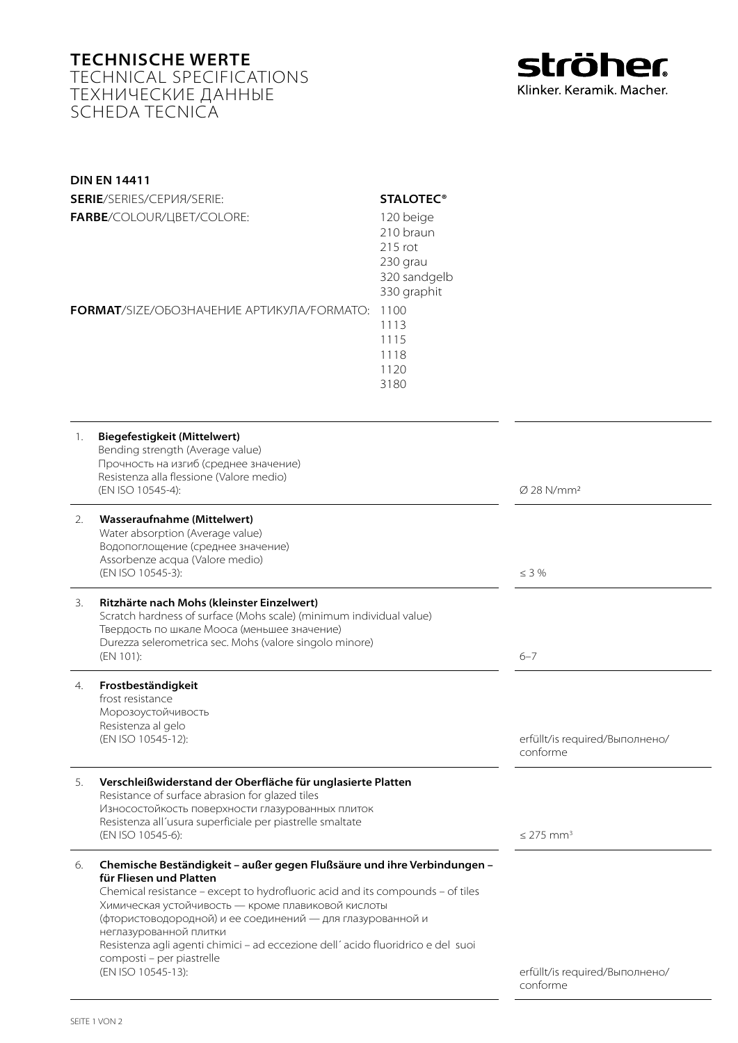# TECHNISCHE WERTE
TECHNICAL SPECIFICATIONS
ТЕХНИЧЕСКИЕ ДАННЫЕ
SCHEDA TECNICA

**ströher**
Klinker. Keramik. Macher.

**DIN EN 14411**

**SERIE**/SERIES/СЕРИЯ/SERIE: **STALOTEC®**

**FARBE**/COLOUR/ЦВЕТ/COLORE:
120 beige
210 braun
215 rot
230 grau
320 sandgelb
330 graphit

**FORMAT**/SIZE/ОБОЗНАЧЕНИЕ АРТИКУЛА/FORMATO:
1100
1113
1115
1118
1120
3180

| | | |
|---|---|---|
| 1. | **Biegefestigkeit (Mittelwert)**<br>Bending strength (Average value)<br>Прочность на изгиб (среднее значение)<br>Resistenza alla flessione (Valore medio)<br>(EN ISO 10545-4): | Ø 28 N/mm² |
| 2. | **Wasseraufnahme (Mittelwert)**<br>Water absorption (Average value)<br>Водопоглощение (среднее значение)<br>Assorbenze acqua (Valore medio)<br>(EN ISO 10545-3): | ≤ 3 % |
| 3. | **Ritzhärte nach Mohs (kleinster Einzelwert)**<br>Scratch hardness of surface (Mohs scale) (minimum individual value)<br>Твердость по шкале Мооса (меньшее значение)<br>Durezza selerometrica sec. Mohs (valore singolo minore)<br>(EN 101): | 6–7 |
| 4. | **Frostbeständigkeit**<br>frost resistance<br>Морозоустойчивость<br>Resistenza al gelo<br>(EN ISO 10545-12): | erfüllt/is required/Выполнено/conforme |
| 5. | **Verschleißwiderstand der Oberfläche für unglasierte Platten**<br>Resistance of surface abrasion for glazed tiles<br>Износостойкость поверхности глазурованных плиток<br>Resistenza all´usura superficiale per piastrelle smaltate<br>(EN ISO 10545-6): | ≤ 275 mm³ |
| 6. | **Chemische Beständigkeit – außer gegen Flußsäure und ihre Verbindungen – für Fliesen und Platten**<br>Chemical resistance – except to hydrofluoric acid and its compounds – of tiles<br>Химическая устойчивость — кроме плавиковой кислоты (фтористоводородной) и ее соединений — для глазурованной и неглазурованной плитки<br>Resistenza agli agenti chimici – ad eccezione dell´acido fluoridrico e del suoi composti – per piastrelle<br>(EN ISO 10545-13): | erfüllt/is required/Выполнено/conforme |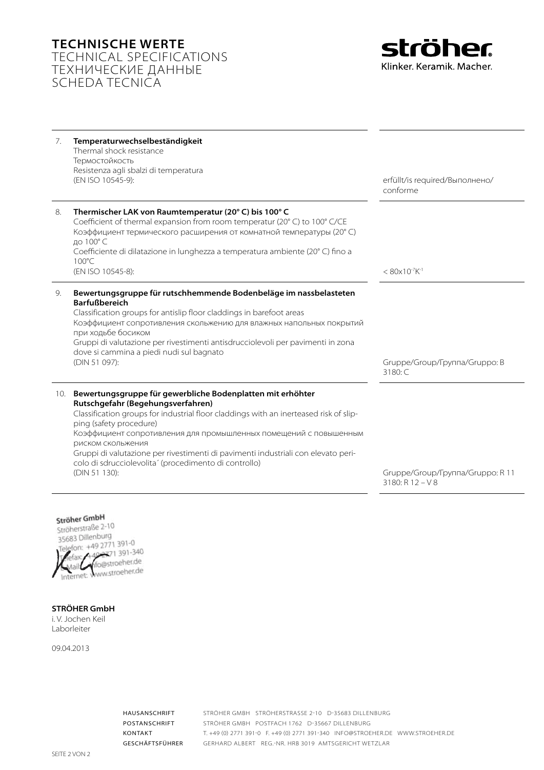# TECHNISCHE WERTE
TECHNICAL SPECIFICATIONS
ТЕХНИЧЕСКИЕ ДАННЫЕ
SCHEDA TECNICA

**ströher**
Klinker. Keramik. Macher.

| | | |
|---|---|---|
| 7. | **Temperaturwechselbeständigkeit**<br>Thermal shock resistance<br>Термостойкость<br>Resistenza agli sbalzi di temperatura<br>(EN ISO 10545-9): | erfüllt/is required/Выполнено/conforme |
| 8. | **Thermischer LAK von Raumtemperatur (20° C) bis 100° C**<br>Coefficient of thermal expansion from room temperatur (20° C) to 100° C/CE<br>Коэффициент термического расширения от комнатной температуры (20° C) до 100° C<br>Coefficiente di dilatazione in lunghezza a temperatura ambiente (20° C) fino a 100°C<br>(EN ISO 10545-8): | $< 80x10^{-7}K^{-1}$ |
| 9. | **Bewertungsgruppe für rutschhemmende Bodenbeläge im nassbelasteten Barfußbereich**<br>Classification groups for antislip floor claddings in barefoot areas<br>Коэффициент сопротивления скольжению для влажных напольных покрытий при ходьбе босиком<br>Gruppi di valutazione per rivestimenti antisdrucciolevoli per pavimenti in zona dove si cammina a piedi nudi sul bagnato<br>(DIN 51 097): | Gruppe/Group/Группа/Gruppo: B<br>3180: C |
| 10. | **Bewertungsgruppe für gewerbliche Bodenplatten mit erhöhter Rutschgefahr (Begehungsverfahren)**<br>Classification groups for industrial floor claddings with an inerteased risk of slipping (safety procedure)<br>Коэффициент сопротивления для промышленных помещений с повышенным риском скольжения<br>Gruppi di valutazione per rivestimenti di pavimenti industriali con elevato pericolo di sdrucciolevolita´ (procedimento di controllo)<br>(DIN 51 130): | Gruppe/Group/Группа/Gruppo: R 11<br>3180: R 12 – V 8 |

**Ströher GmbH**
Ströherstraße 2-10
35683 Dillenburg
Telefon: +49 2771 391-0
Telefax: +49 2771 391-340
E-Mail: info@stroeher.de
Internet: www.stroeher.de

**STRÖHER GmbH**
i. V. Jochen Keil
Laborleiter

09.04.2013

HAUSANSCHRIFT STRÖHER GMBH STRÖHERSTRASSE 2-10 D-35683 DILLENBURG
POSTANSCHRIFT STRÖHER GMBH POSTFACH 1762 D-35667 DILLENBURG
KONTAKT T. +49 (0) 2771 391-0 F. +49 (0) 2771 391-340 INFO@STROEHER.DE WWW.STROEHER.DE
GESCHÄFTSFÜHRER GERHARD ALBERT REG.-NR. HRB 3019 AMTSGERICHT WETZLAR